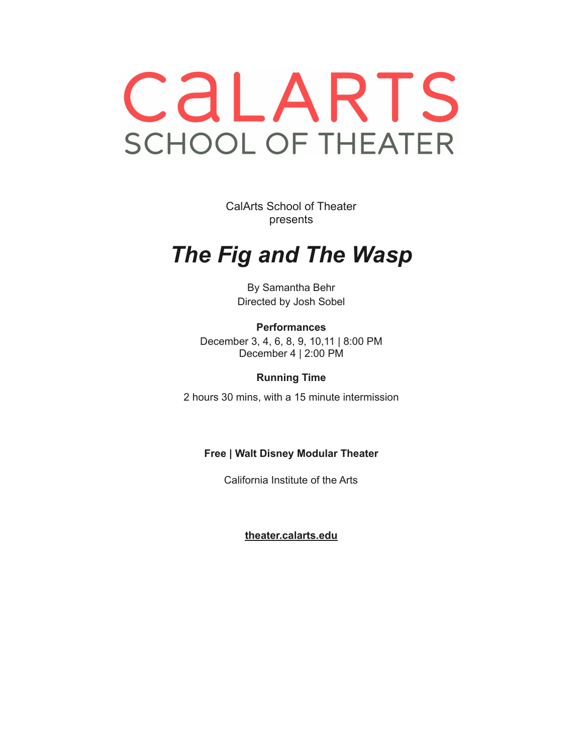# CalARTS

## SCHOOL OF THEATER

CalArts School of Theater
presents

# *The Fig and The Wasp*

By Samantha Behr
Directed by Josh Sobel

**Performances**

December 3, 4, 6, 8, 9, 10,11 | 8:00 PM
December 4 | 2:00 PM

**Running Time**

2 hours 30 mins, with a 15 minute intermission

**Free | Walt Disney Modular Theater**

California Institute of the Arts

**theater.calarts.edu**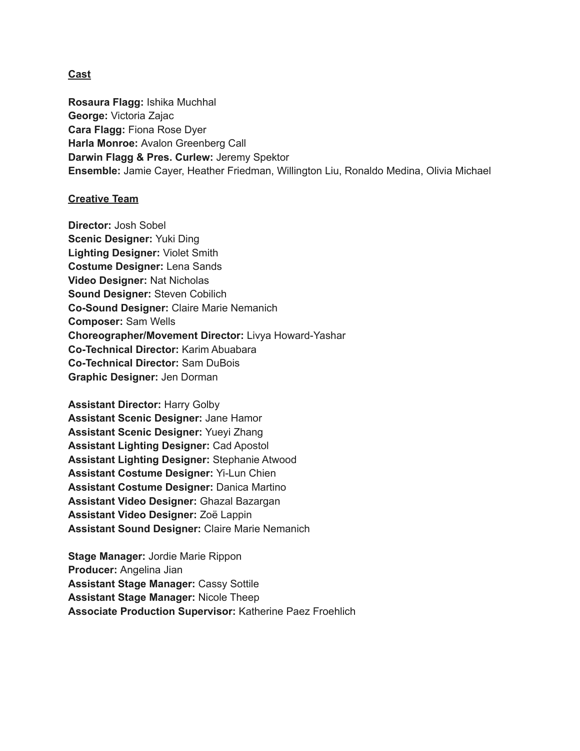## Cast

**Rosaura Flagg:** Ishika Muchhal
**George:** Victoria Zajac
**Cara Flagg:** Fiona Rose Dyer
**Harla Monroe:** Avalon Greenberg Call
**Darwin Flagg & Pres. Curlew:** Jeremy Spektor
**Ensemble:** Jamie Cayer, Heather Friedman, Willington Liu, Ronaldo Medina, Olivia Michael

## Creative Team

**Director:** Josh Sobel
**Scenic Designer:** Yuki Ding
**Lighting Designer:** Violet Smith
**Costume Designer:** Lena Sands
**Video Designer:** Nat Nicholas
**Sound Designer:** Steven Cobilich
**Co-Sound Designer:** Claire Marie Nemanich
**Composer:** Sam Wells
**Choreographer/Movement Director:** Livya Howard-Yashar
**Co-Technical Director:** Karim Abuabara
**Co-Technical Director:** Sam DuBois
**Graphic Designer:** Jen Dorman

**Assistant Director:** Harry Golby
**Assistant Scenic Designer:** Jane Hamor
**Assistant Scenic Designer:** Yueyi Zhang
**Assistant Lighting Designer:** Cad Apostol
**Assistant Lighting Designer:** Stephanie Atwood
**Assistant Costume Designer:** Yi-Lun Chien
**Assistant Costume Designer:** Danica Martino
**Assistant Video Designer:** Ghazal Bazargan
**Assistant Video Designer:** Zoë Lappin
**Assistant Sound Designer:** Claire Marie Nemanich

**Stage Manager:** Jordie Marie Rippon
**Producer:** Angelina Jian
**Assistant Stage Manager:** Cassy Sottile
**Assistant Stage Manager:** Nicole Theep
**Associate Production Supervisor:** Katherine Paez Froehlich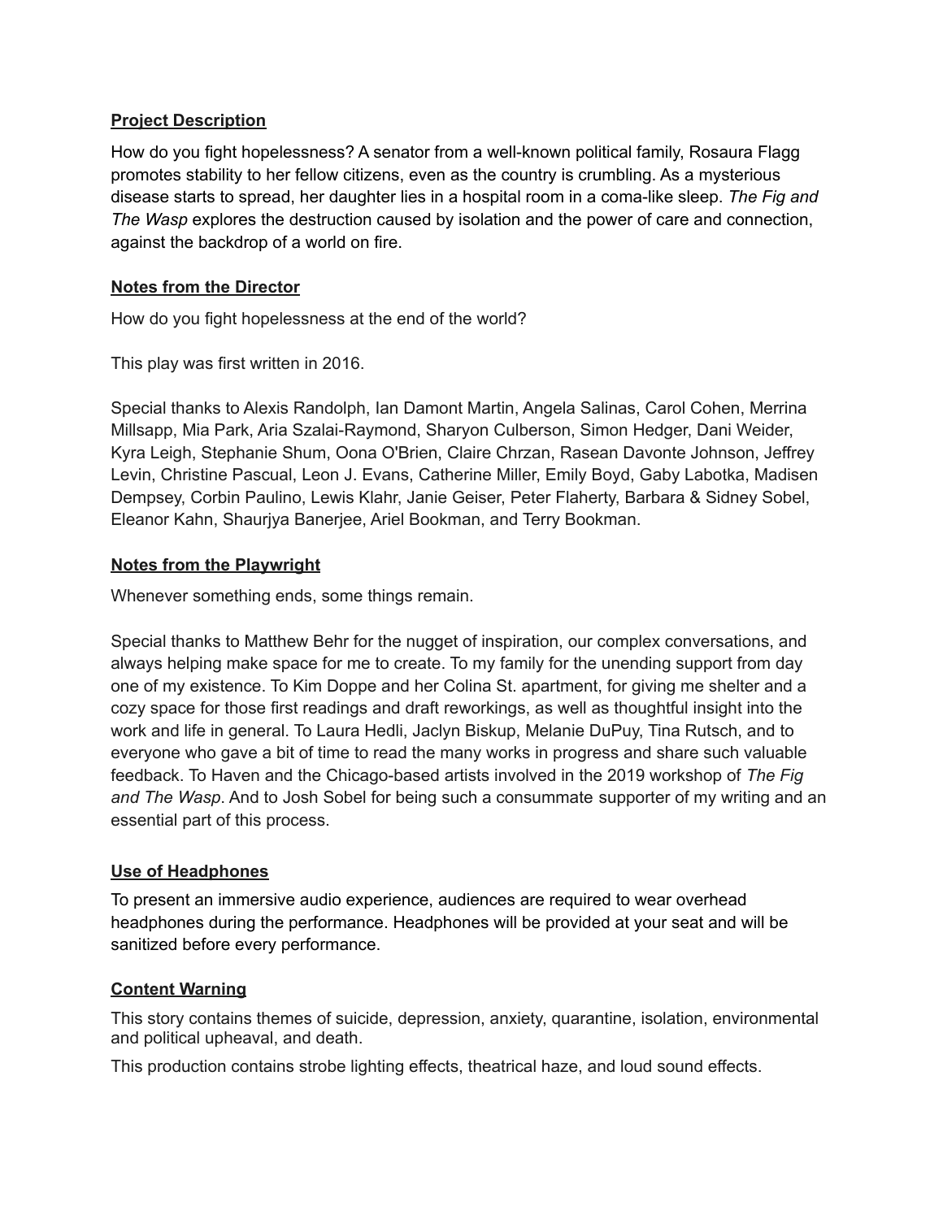## Project Description

How do you fight hopelessness? A senator from a well-known political family, Rosaura Flagg promotes stability to her fellow citizens, even as the country is crumbling. As a mysterious disease starts to spread, her daughter lies in a hospital room in a coma-like sleep. *The Fig and The Wasp* explores the destruction caused by isolation and the power of care and connection, against the backdrop of a world on fire.

## Notes from the Director

How do you fight hopelessness at the end of the world?

This play was first written in 2016.

Special thanks to Alexis Randolph, Ian Damont Martin, Angela Salinas, Carol Cohen, Merrina Millsapp, Mia Park, Aria Szalai-Raymond, Sharyon Culberson, Simon Hedger, Dani Weider, Kyra Leigh, Stephanie Shum, Oona O'Brien, Claire Chrzan, Rasean Davonte Johnson, Jeffrey Levin, Christine Pascual, Leon J. Evans, Catherine Miller, Emily Boyd, Gaby Labotka, Madisen Dempsey, Corbin Paulino, Lewis Klahr, Janie Geiser, Peter Flaherty, Barbara & Sidney Sobel, Eleanor Kahn, Shaurjya Banerjee, Ariel Bookman, and Terry Bookman.

## Notes from the Playwright

Whenever something ends, some things remain.

Special thanks to Matthew Behr for the nugget of inspiration, our complex conversations, and always helping make space for me to create. To my family for the unending support from day one of my existence. To Kim Doppe and her Colina St. apartment, for giving me shelter and a cozy space for those first readings and draft reworkings, as well as thoughtful insight into the work and life in general. To Laura Hedli, Jaclyn Biskup, Melanie DuPuy, Tina Rutsch, and to everyone who gave a bit of time to read the many works in progress and share such valuable feedback. To Haven and the Chicago-based artists involved in the 2019 workshop of *The Fig and The Wasp*. And to Josh Sobel for being such a consummate supporter of my writing and an essential part of this process.

## Use of Headphones

To present an immersive audio experience, audiences are required to wear overhead headphones during the performance. Headphones will be provided at your seat and will be sanitized before every performance.

## Content Warning

This story contains themes of suicide, depression, anxiety, quarantine, isolation, environmental and political upheaval, and death.

This production contains strobe lighting effects, theatrical haze, and loud sound effects.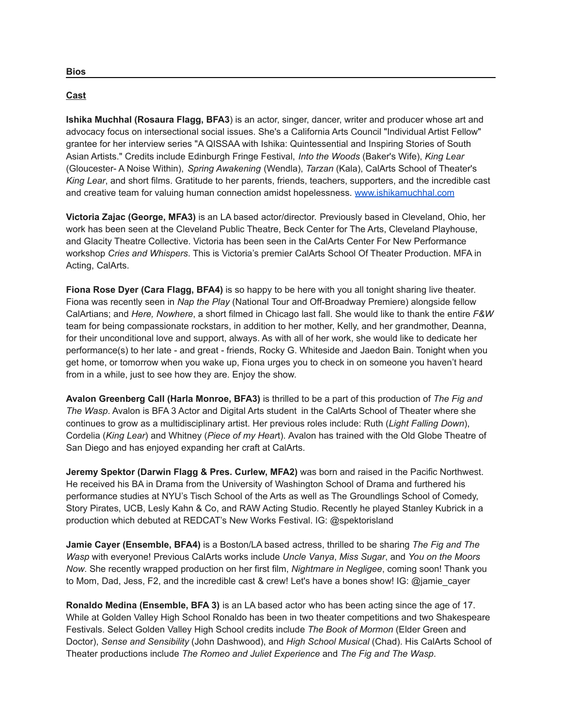**Bios**

---

**Cast**

**Ishika Muchhal (Rosaura Flagg, BFA3**) is an actor, singer, dancer, writer and producer whose art and advocacy focus on intersectional social issues. She's a California Arts Council "Individual Artist Fellow" grantee for her interview series "A QISSAA with Ishika: Quintessential and Inspiring Stories of South Asian Artists." Credits include Edinburgh Fringe Festival, *Into the Woods* (Baker's Wife), *King Lear* (Gloucester- A Noise Within), *Spring Awakening* (Wendla), *Tarzan* (Kala), CalArts School of Theater's *King Lear*, and short films. Gratitude to her parents, friends, teachers, supporters, and the incredible cast and creative team for valuing human connection amidst hopelessness. [www.ishikamuchhal.com](http://www.ishikamuchhal.com)

**Victoria Zajac (George, MFA3)** is an LA based actor/director. Previously based in Cleveland, Ohio, her work has been seen at the Cleveland Public Theatre, Beck Center for The Arts, Cleveland Playhouse, and Glacity Theatre Collective. Victoria has been seen in the CalArts Center For New Performance workshop *Cries and Whispers*. This is Victoria's premier CalArts School Of Theater Production. MFA in Acting, CalArts.

**Fiona Rose Dyer (Cara Flagg, BFA4)** is so happy to be here with you all tonight sharing live theater. Fiona was recently seen in *Nap the Play* (National Tour and Off-Broadway Premiere) alongside fellow CalArtians; and *Here, Nowhere*, a short filmed in Chicago last fall. She would like to thank the entire *F&W* team for being compassionate rockstars, in addition to her mother, Kelly, and her grandmother, Deanna, for their unconditional love and support, always. As with all of her work, she would like to dedicate her performance(s) to her late - and great - friends, Rocky G. Whiteside and Jaedon Bain. Tonight when you get home, or tomorrow when you wake up, Fiona urges you to check in on someone you haven't heard from in a while, just to see how they are. Enjoy the show.

**Avalon Greenberg Call (Harla Monroe, BFA3)** is thrilled to be a part of this production of *The Fig and The Wasp*. Avalon is BFA 3 Actor and Digital Arts student in the CalArts School of Theater where she continues to grow as a multidisciplinary artist. Her previous roles include: Ruth (*Light Falling Down*), Cordelia (*King Lear*) and Whitney (*Piece of my Heart*). Avalon has trained with the Old Globe Theatre of San Diego and has enjoyed expanding her craft at CalArts.

**Jeremy Spektor (Darwin Flagg & Pres. Curlew, MFA2)** was born and raised in the Pacific Northwest. He received his BA in Drama from the University of Washington School of Drama and furthered his performance studies at NYU's Tisch School of the Arts as well as The Groundlings School of Comedy, Story Pirates, UCB, Lesly Kahn & Co, and RAW Acting Studio. Recently he played Stanley Kubrick in a production which debuted at REDCAT's New Works Festival. IG: @spektorisland

**Jamie Cayer (Ensemble, BFA4)** is a Boston/LA based actress, thrilled to be sharing *The Fig and The Wasp* with everyone! Previous CalArts works include *Uncle Vanya*, *Miss Sugar*, and *You on the Moors Now*. She recently wrapped production on her first film, *Nightmare in Negligee*, coming soon! Thank you to Mom, Dad, Jess, F2, and the incredible cast & crew! Let's have a bones show! IG: @jamie_cayer

**Ronaldo Medina (Ensemble, BFA 3)** is an LA based actor who has been acting since the age of 17. While at Golden Valley High School Ronaldo has been in two theater competitions and two Shakespeare Festivals. Select Golden Valley High School credits include *The Book of Mormon* (Elder Green and Doctor), *Sense and Sensibility* (John Dashwood), and *High School Musical* (Chad). His CalArts School of Theater productions include *The Romeo and Juliet Experience* and *The Fig and The Wasp*.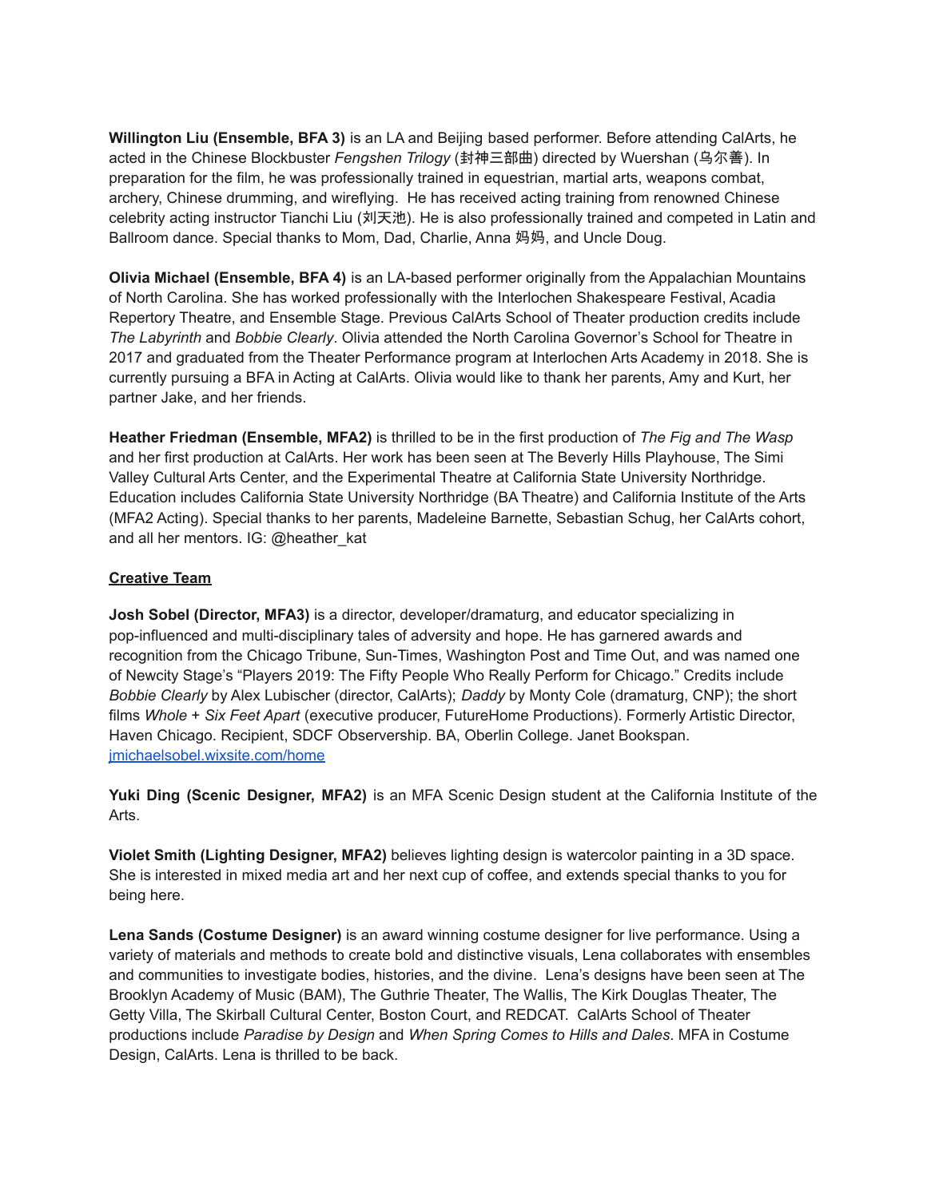**Willington Liu (Ensemble, BFA 3)** is an LA and Beijing based performer. Before attending CalArts, he acted in the Chinese Blockbuster *Fengshen Trilogy* (封神三部曲) directed by Wuershan (乌尔善). In preparation for the film, he was professionally trained in equestrian, martial arts, weapons combat, archery, Chinese drumming, and wireflying. He has received acting training from renowned Chinese celebrity acting instructor Tianchi Liu (刘天池). He is also professionally trained and competed in Latin and Ballroom dance. Special thanks to Mom, Dad, Charlie, Anna 妈妈, and Uncle Doug.

**Olivia Michael (Ensemble, BFA 4)** is an LA-based performer originally from the Appalachian Mountains of North Carolina. She has worked professionally with the Interlochen Shakespeare Festival, Acadia Repertory Theatre, and Ensemble Stage. Previous CalArts School of Theater production credits include *The Labyrinth* and *Bobbie Clearly*. Olivia attended the North Carolina Governor's School for Theatre in 2017 and graduated from the Theater Performance program at Interlochen Arts Academy in 2018. She is currently pursuing a BFA in Acting at CalArts. Olivia would like to thank her parents, Amy and Kurt, her partner Jake, and her friends.

**Heather Friedman (Ensemble, MFA2)** is thrilled to be in the first production of *The Fig and The Wasp* and her first production at CalArts. Her work has been seen at The Beverly Hills Playhouse, The Simi Valley Cultural Arts Center, and the Experimental Theatre at California State University Northridge. Education includes California State University Northridge (BA Theatre) and California Institute of the Arts (MFA2 Acting). Special thanks to her parents, Madeleine Barnette, Sebastian Schug, her CalArts cohort, and all her mentors. IG: @heather_kat

## Creative Team

**Josh Sobel (Director, MFA3)** is a director, developer/dramaturg, and educator specializing in pop-influenced and multi-disciplinary tales of adversity and hope. He has garnered awards and recognition from the Chicago Tribune, Sun-Times, Washington Post and Time Out, and was named one of Newcity Stage's "Players 2019: The Fifty People Who Really Perform for Chicago." Credits include *Bobbie Clearly* by Alex Lubischer (director, CalArts); *Daddy* by Monty Cole (dramaturg, CNP); the short films *Whole* + *Six Feet Apart* (executive producer, FutureHome Productions). Formerly Artistic Director, Haven Chicago. Recipient, SDCF Observership. BA, Oberlin College. Janet Bookspan. [jmichaelsobel.wixsite.com/home](jmichaelsobel.wixsite.com/home)

**Yuki Ding (Scenic Designer, MFA2)** is an MFA Scenic Design student at the California Institute of the Arts.

**Violet Smith (Lighting Designer, MFA2)** believes lighting design is watercolor painting in a 3D space. She is interested in mixed media art and her next cup of coffee, and extends special thanks to you for being here.

**Lena Sands (Costume Designer)** is an award winning costume designer for live performance. Using a variety of materials and methods to create bold and distinctive visuals, Lena collaborates with ensembles and communities to investigate bodies, histories, and the divine. Lena's designs have been seen at The Brooklyn Academy of Music (BAM), The Guthrie Theater, The Wallis, The Kirk Douglas Theater, The Getty Villa, The Skirball Cultural Center, Boston Court, and REDCAT. CalArts School of Theater productions include *Paradise by Design* and *When Spring Comes to Hills and Dales*. MFA in Costume Design, CalArts. Lena is thrilled to be back.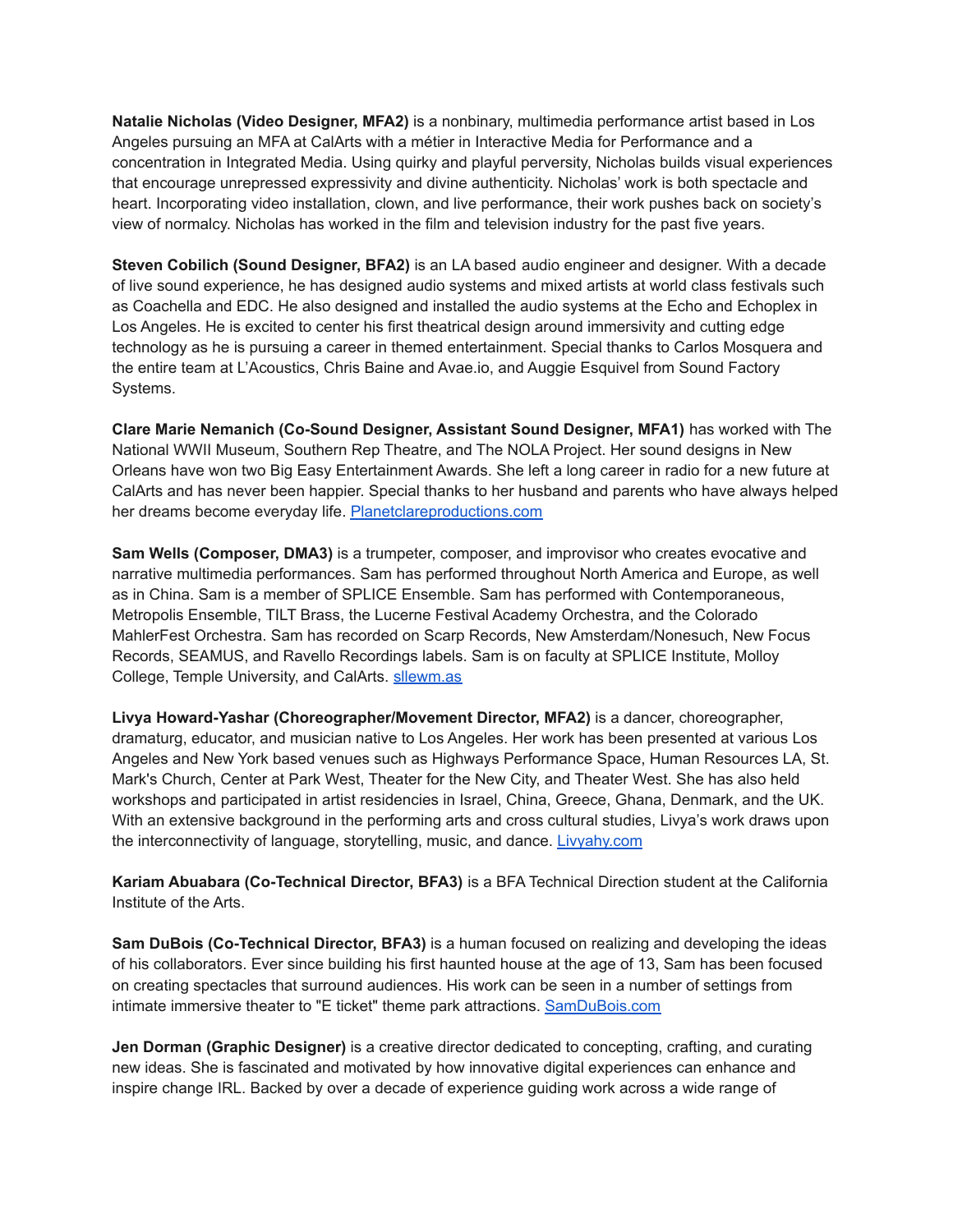**Natalie Nicholas (Video Designer, MFA2)** is a nonbinary, multimedia performance artist based in Los Angeles pursuing an MFA at CalArts with a métier in Interactive Media for Performance and a concentration in Integrated Media. Using quirky and playful perversity, Nicholas builds visual experiences that encourage unrepressed expressivity and divine authenticity. Nicholas' work is both spectacle and heart. Incorporating video installation, clown, and live performance, their work pushes back on society's view of normalcy. Nicholas has worked in the film and television industry for the past five years.

**Steven Cobilich (Sound Designer, BFA2)** is an LA based audio engineer and designer. With a decade of live sound experience, he has designed audio systems and mixed artists at world class festivals such as Coachella and EDC. He also designed and installed the audio systems at the Echo and Echoplex in Los Angeles. He is excited to center his first theatrical design around immersivity and cutting edge technology as he is pursuing a career in themed entertainment. Special thanks to Carlos Mosquera and the entire team at L'Acoustics, Chris Baine and Avae.io, and Auggie Esquivel from Sound Factory Systems.

**Clare Marie Nemanich (Co-Sound Designer, Assistant Sound Designer, MFA1)** has worked with The National WWII Museum, Southern Rep Theatre, and The NOLA Project. Her sound designs in New Orleans have won two Big Easy Entertainment Awards. She left a long career in radio for a new future at CalArts and has never been happier. Special thanks to her husband and parents who have always helped her dreams become everyday life. [Planetclareproductions.com](Planetclareproductions.com)

**Sam Wells (Composer, DMA3)** is a trumpeter, composer, and improvisor who creates evocative and narrative multimedia performances. Sam has performed throughout North America and Europe, as well as in China. Sam is a member of SPLICE Ensemble. Sam has performed with Contemporaneous, Metropolis Ensemble, TILT Brass, the Lucerne Festival Academy Orchestra, and the Colorado MahlerFest Orchestra. Sam has recorded on Scarp Records, New Amsterdam/Nonesuch, New Focus Records, SEAMUS, and Ravello Recordings labels. Sam is on faculty at SPLICE Institute, Molloy College, Temple University, and CalArts. [sllewm.as](sllewm.as)

**Livya Howard-Yashar (Choreographer/Movement Director, MFA2)** is a dancer, choreographer, dramaturg, educator, and musician native to Los Angeles. Her work has been presented at various Los Angeles and New York based venues such as Highways Performance Space, Human Resources LA, St. Mark's Church, Center at Park West, Theater for the New City, and Theater West. She has also held workshops and participated in artist residencies in Israel, China, Greece, Ghana, Denmark, and the UK. With an extensive background in the performing arts and cross cultural studies, Livya's work draws upon the interconnectivity of language, storytelling, music, and dance. [Livyahy.com](Livyahy.com)

**Kariam Abuabara (Co-Technical Director, BFA3)** is a BFA Technical Direction student at the California Institute of the Arts.

**Sam DuBois (Co-Technical Director, BFA3)** is a human focused on realizing and developing the ideas of his collaborators. Ever since building his first haunted house at the age of 13, Sam has been focused on creating spectacles that surround audiences. His work can be seen in a number of settings from intimate immersive theater to "E ticket" theme park attractions. [SamDuBois.com](SamDuBois.com)

**Jen Dorman (Graphic Designer)** is a creative director dedicated to concepting, crafting, and curating new ideas. She is fascinated and motivated by how innovative digital experiences can enhance and inspire change IRL. Backed by over a decade of experience guiding work across a wide range of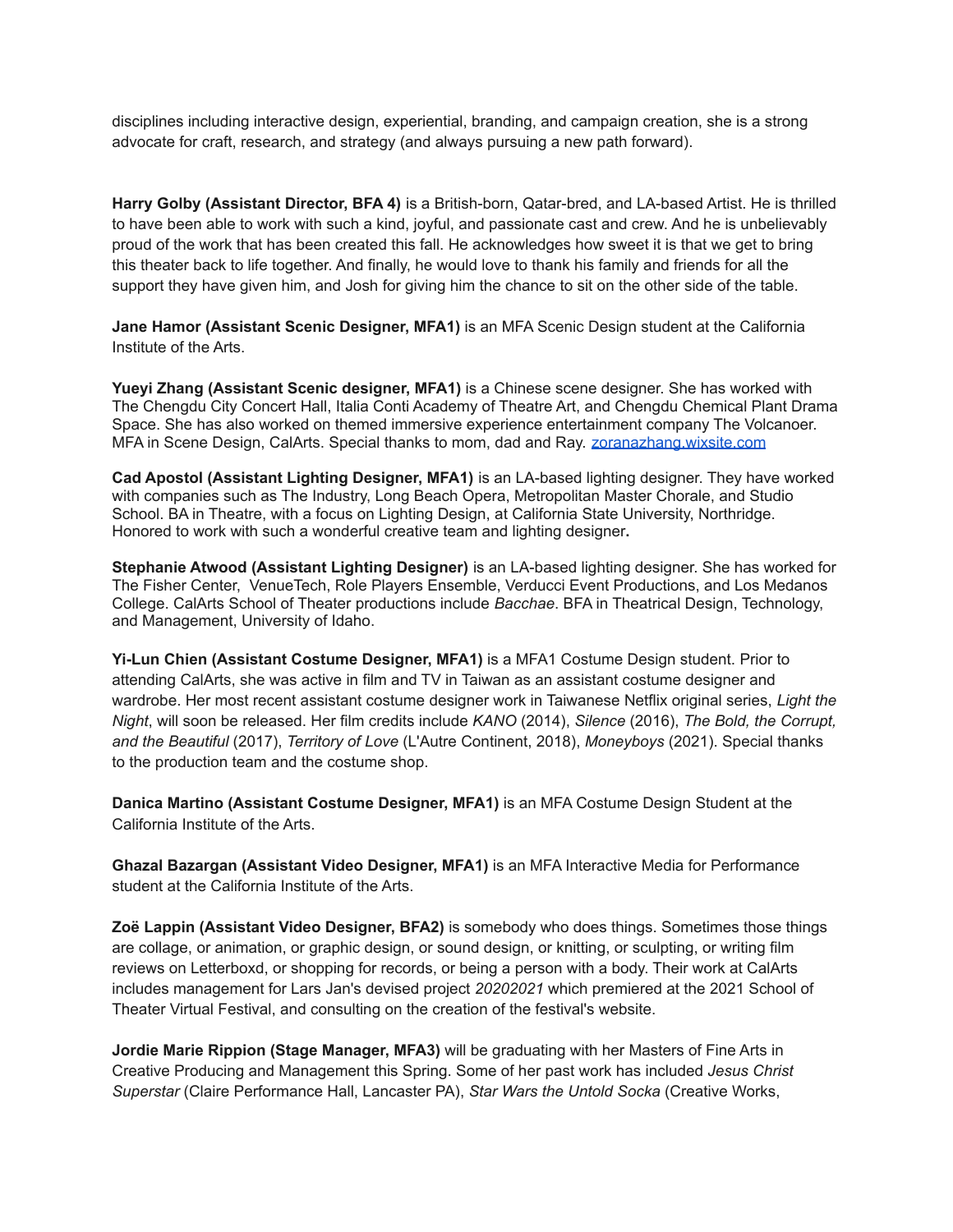disciplines including interactive design, experiential, branding, and campaign creation, she is a strong advocate for craft, research, and strategy (and always pursuing a new path forward).

**Harry Golby (Assistant Director, BFA 4)** is a British-born, Qatar-bred, and LA-based Artist. He is thrilled to have been able to work with such a kind, joyful, and passionate cast and crew. And he is unbelievably proud of the work that has been created this fall. He acknowledges how sweet it is that we get to bring this theater back to life together. And finally, he would love to thank his family and friends for all the support they have given him, and Josh for giving him the chance to sit on the other side of the table.

**Jane Hamor (Assistant Scenic Designer, MFA1)** is an MFA Scenic Design student at the California Institute of the Arts.

**Yueyi Zhang (Assistant Scenic designer, MFA1)** is a Chinese scene designer. She has worked with The Chengdu City Concert Hall, Italia Conti Academy of Theatre Art, and Chengdu Chemical Plant Drama Space. She has also worked on themed immersive experience entertainment company The Volcanoer. MFA in Scene Design, CalArts. Special thanks to mom, dad and Ray. [zoranazhang.wixsite.com](zoranazhang.wixsite.com)

**Cad Apostol (Assistant Lighting Designer, MFA1)** is an LA-based lighting designer. They have worked with companies such as The Industry, Long Beach Opera, Metropolitan Master Chorale, and Studio School. BA in Theatre, with a focus on Lighting Design, at California State University, Northridge. Honored to work with such a wonderful creative team and lighting designer**.**

**Stephanie Atwood (Assistant Lighting Designer)** is an LA-based lighting designer. She has worked for The Fisher Center, VenueTech, Role Players Ensemble, Verducci Event Productions, and Los Medanos College. CalArts School of Theater productions include *Bacchae*. BFA in Theatrical Design, Technology, and Management, University of Idaho.

**Yi-Lun Chien (Assistant Costume Designer, MFA1)** is a MFA1 Costume Design student. Prior to attending CalArts, she was active in film and TV in Taiwan as an assistant costume designer and wardrobe. Her most recent assistant costume designer work in Taiwanese Netflix original series, *Light the Night*, will soon be released. Her film credits include *KANO* (2014), *Silence* (2016), *The Bold, the Corrupt, and the Beautiful* (2017), *Territory of Love* (L'Autre Continent, 2018), *Moneyboys* (2021). Special thanks to the production team and the costume shop.

**Danica Martino (Assistant Costume Designer, MFA1)** is an MFA Costume Design Student at the California Institute of the Arts.

**Ghazal Bazargan (Assistant Video Designer, MFA1)** is an MFA Interactive Media for Performance student at the California Institute of the Arts.

**Zoë Lappin (Assistant Video Designer, BFA2)** is somebody who does things. Sometimes those things are collage, or animation, or graphic design, or sound design, or knitting, or sculpting, or writing film reviews on Letterboxd, or shopping for records, or being a person with a body. Their work at CalArts includes management for Lars Jan's devised project *20202021* which premiered at the 2021 School of Theater Virtual Festival, and consulting on the creation of the festival's website.

**Jordie Marie Rippion (Stage Manager, MFA3)** will be graduating with her Masters of Fine Arts in Creative Producing and Management this Spring. Some of her past work has included *Jesus Christ Superstar* (Claire Performance Hall, Lancaster PA), *Star Wars the Untold Socka* (Creative Works,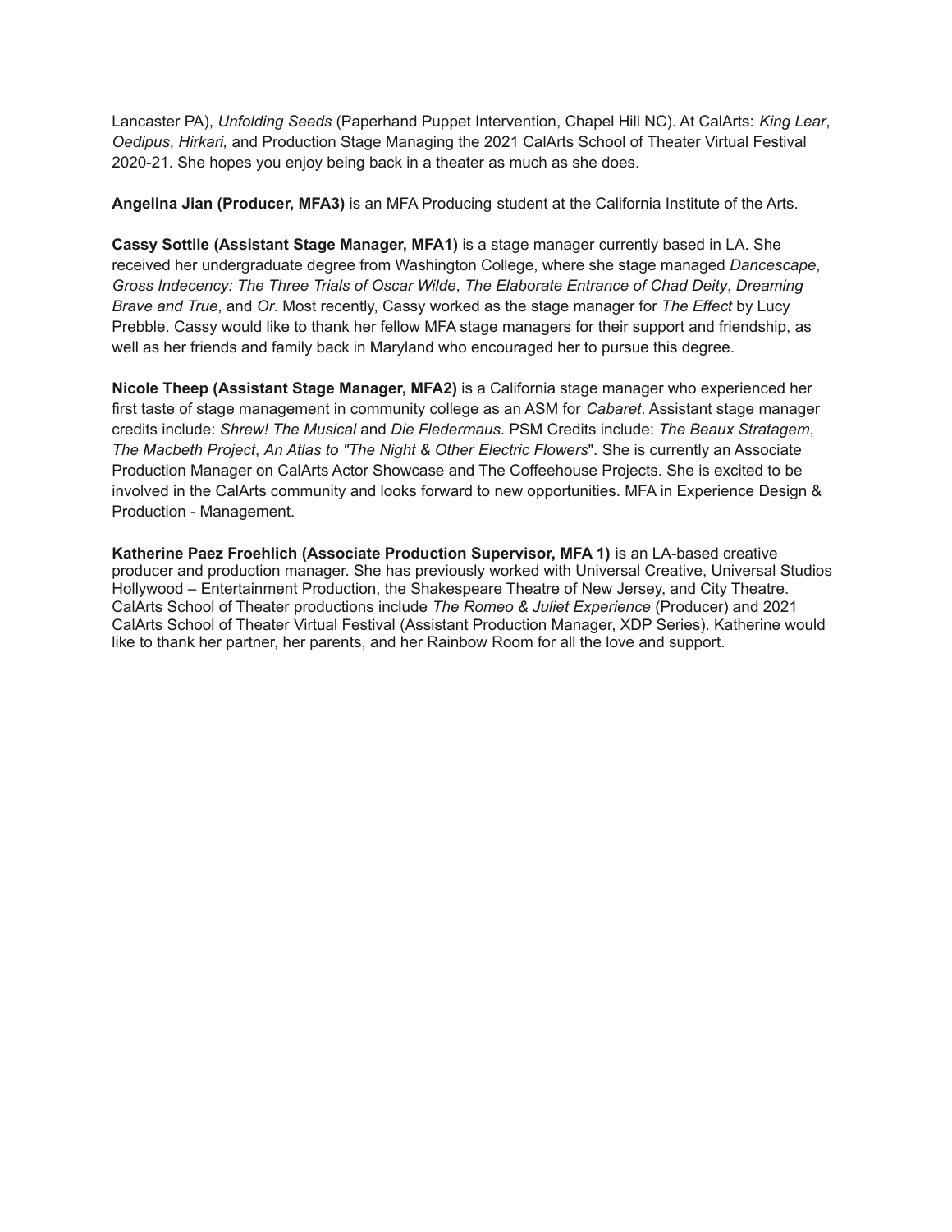Lancaster PA), *Unfolding Seeds* (Paperhand Puppet Intervention, Chapel Hill NC). At CalArts: *King Lear*, *Oedipus*, *Hirkari,* and Production Stage Managing the 2021 CalArts School of Theater Virtual Festival 2020-21. She hopes you enjoy being back in a theater as much as she does.

**Angelina Jian (Producer, MFA3)** is an MFA Producing student at the California Institute of the Arts.

**Cassy Sottile (Assistant Stage Manager, MFA1)** is a stage manager currently based in LA. She received her undergraduate degree from Washington College, where she stage managed *Dancescape*, *Gross Indecency: The Three Trials of Oscar Wilde*, *The Elaborate Entrance of Chad Deity*, *Dreaming Brave and True*, and *Or*. Most recently, Cassy worked as the stage manager for *The Effect* by Lucy Prebble. Cassy would like to thank her fellow MFA stage managers for their support and friendship, as well as her friends and family back in Maryland who encouraged her to pursue this degree.

**Nicole Theep (Assistant Stage Manager, MFA2)** is a California stage manager who experienced her first taste of stage management in community college as an ASM for *Cabaret*. Assistant stage manager credits include: *Shrew! The Musical* and *Die Fledermaus*. PSM Credits include: *The Beaux Stratagem*, *The Macbeth Project*, *An Atlas to "The Night & Other Electric Flowers*". She is currently an Associate Production Manager on CalArts Actor Showcase and The Coffeehouse Projects. She is excited to be involved in the CalArts community and looks forward to new opportunities. MFA in Experience Design & Production - Management.

**Katherine Paez Froehlich (Associate Production Supervisor, MFA 1)** is an LA-based creative producer and production manager. She has previously worked with Universal Creative, Universal Studios Hollywood – Entertainment Production, the Shakespeare Theatre of New Jersey, and City Theatre. CalArts School of Theater productions include *The Romeo & Juliet Experience* (Producer) and 2021 CalArts School of Theater Virtual Festival (Assistant Production Manager, XDP Series). Katherine would like to thank her partner, her parents, and her Rainbow Room for all the love and support.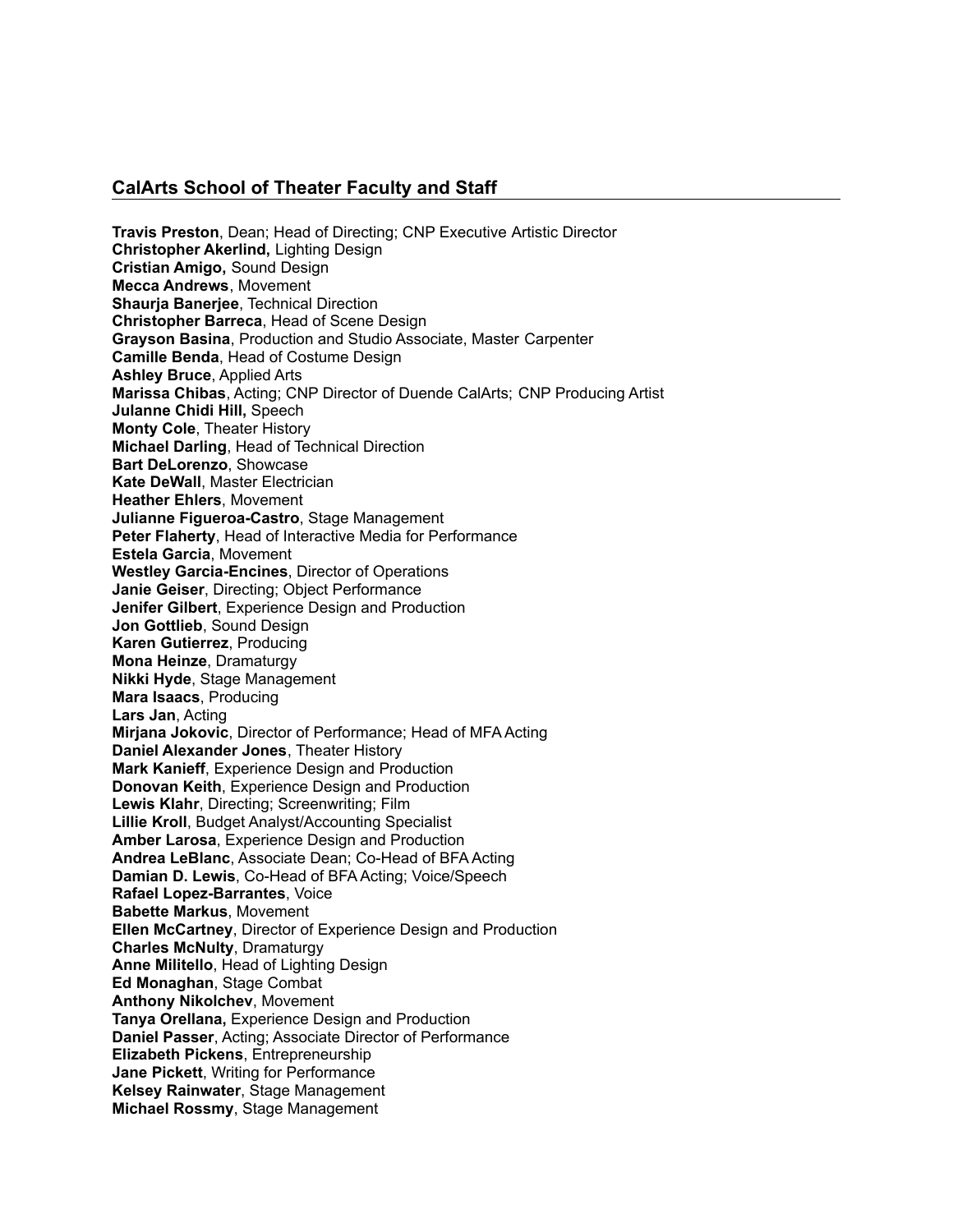## CalArts School of Theater Faculty and Staff

**Travis Preston**, Dean; Head of Directing; CNP Executive Artistic Director
**Christopher Akerlind,** Lighting Design
**Cristian Amigo,** Sound Design
**Mecca Andrews**, Movement
**Shaurja Banerjee**, Technical Direction
**Christopher Barreca**, Head of Scene Design
**Grayson Basina**, Production and Studio Associate, Master Carpenter
**Camille Benda**, Head of Costume Design
**Ashley Bruce**, Applied Arts
**Marissa Chibas**, Acting; CNP Director of Duende CalArts; CNP Producing Artist
**Julanne Chidi Hill,** Speech
**Monty Cole**, Theater History
**Michael Darling**, Head of Technical Direction
**Bart DeLorenzo**, Showcase
**Kate DeWall**, Master Electrician
**Heather Ehlers**, Movement
**Julianne Figueroa-Castro**, Stage Management
**Peter Flaherty**, Head of Interactive Media for Performance
**Estela Garcia**, Movement
**Westley Garcia-Encines**, Director of Operations
**Janie Geiser**, Directing; Object Performance
**Jenifer Gilbert**, Experience Design and Production
**Jon Gottlieb**, Sound Design
**Karen Gutierrez**, Producing
**Mona Heinze**, Dramaturgy
**Nikki Hyde**, Stage Management
**Mara Isaacs**, Producing
**Lars Jan**, Acting
**Mirjana Jokovic**, Director of Performance; Head of MFA Acting
**Daniel Alexander Jones**, Theater History
**Mark Kanieff**, Experience Design and Production
**Donovan Keith**, Experience Design and Production
**Lewis Klahr**, Directing; Screenwriting; Film
**Lillie Kroll**, Budget Analyst/Accounting Specialist
**Amber Larosa**, Experience Design and Production
**Andrea LeBlanc**, Associate Dean; Co-Head of BFA Acting
**Damian D. Lewis**, Co-Head of BFA Acting; Voice/Speech
**Rafael Lopez-Barrantes**, Voice
**Babette Markus**, Movement
**Ellen McCartney**, Director of Experience Design and Production
**Charles McNulty**, Dramaturgy
**Anne Militello**, Head of Lighting Design
**Ed Monaghan**, Stage Combat
**Anthony Nikolchev**, Movement
**Tanya Orellana,** Experience Design and Production
**Daniel Passer**, Acting; Associate Director of Performance
**Elizabeth Pickens**, Entrepreneurship
**Jane Pickett**, Writing for Performance
**Kelsey Rainwater**, Stage Management
**Michael Rossmy**, Stage Management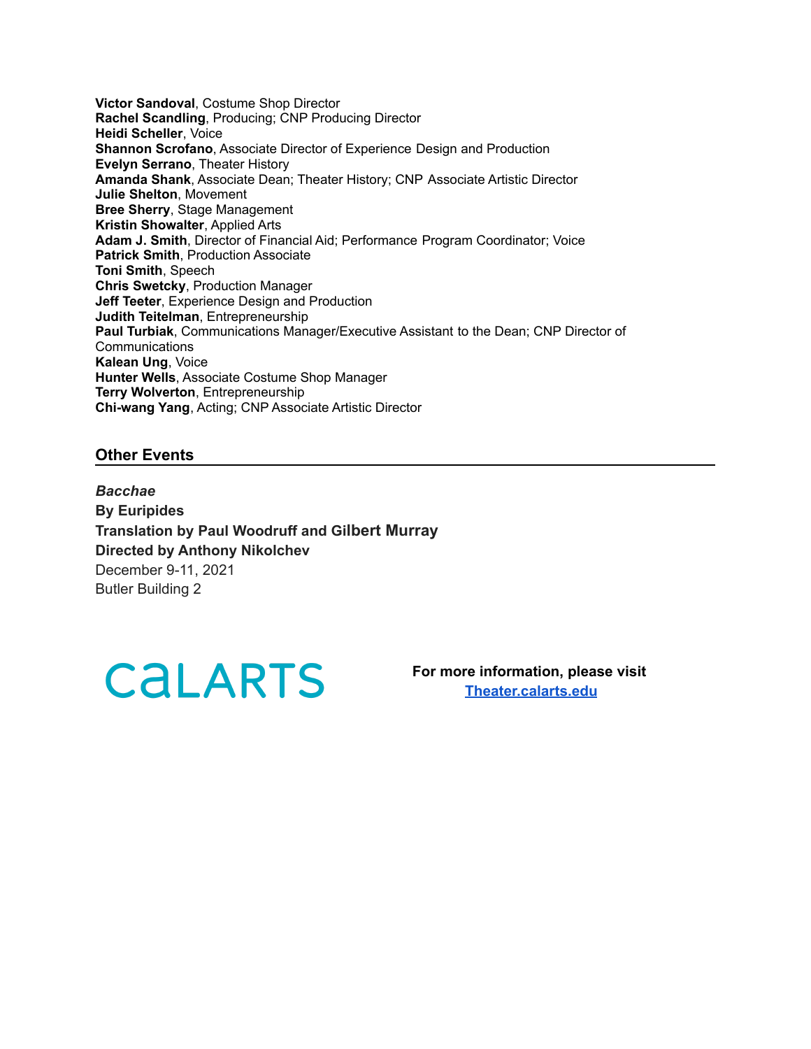**Victor Sandoval**, Costume Shop Director
**Rachel Scandling**, Producing; CNP Producing Director
**Heidi Scheller**, Voice
**Shannon Scrofano**, Associate Director of Experience Design and Production
**Evelyn Serrano**, Theater History
**Amanda Shank**, Associate Dean; Theater History; CNP Associate Artistic Director
**Julie Shelton**, Movement
**Bree Sherry**, Stage Management
**Kristin Showalter**, Applied Arts
**Adam J. Smith**, Director of Financial Aid; Performance Program Coordinator; Voice
**Patrick Smith**, Production Associate
**Toni Smith**, Speech
**Chris Swetcky**, Production Manager
**Jeff Teeter**, Experience Design and Production
**Judith Teitelman**, Entrepreneurship
**Paul Turbiak**, Communications Manager/Executive Assistant to the Dean; CNP Director of Communications
**Kalean Ung**, Voice
**Hunter Wells**, Associate Costume Shop Manager
**Terry Wolverton**, Entrepreneurship
**Chi-wang Yang**, Acting; CNP Associate Artistic Director

## Other Events

***Bacchae***
**By Euripides**
**Translation by Paul Woodruff and Gilbert Murray**
**Directed by Anthony Nikolchev**
December 9-11, 2021
Butler Building 2

CalARTS

**For more information, please visit**
**Theater.calarts.edu**